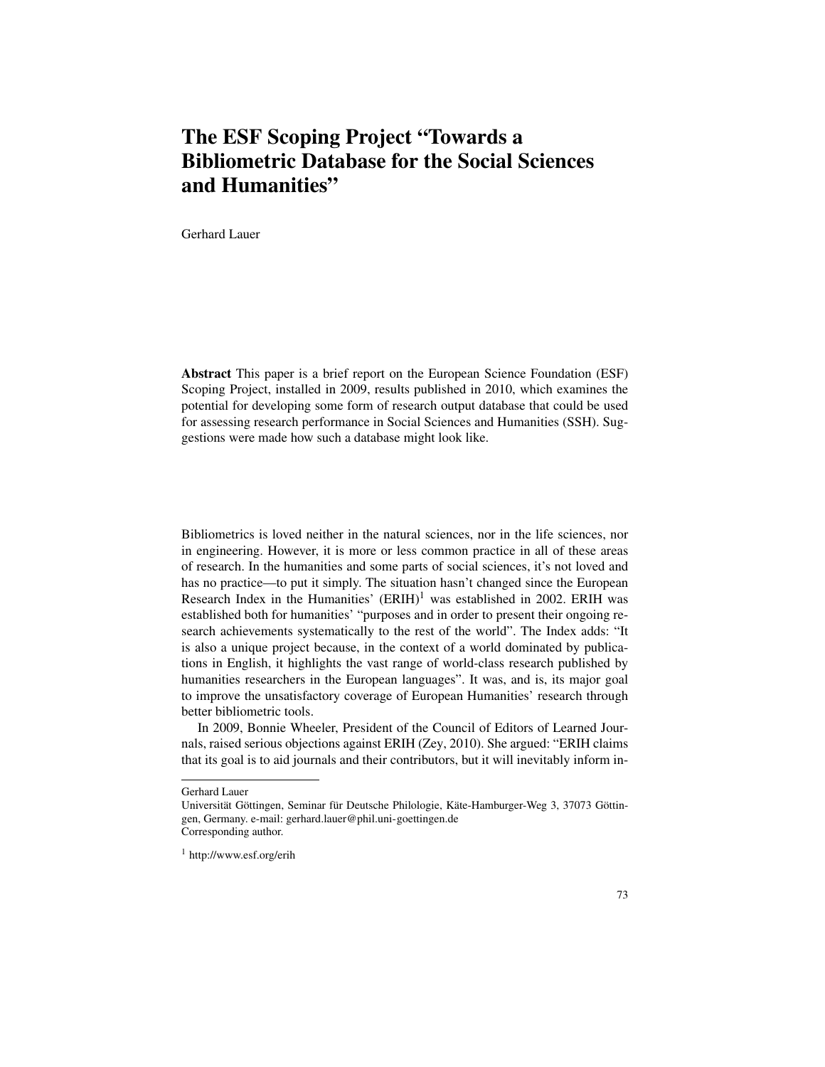# The ESF Scoping Project "Towards a Bibliometric Database for the Social Sciences and Humanities"

Gerhard Lauer

**Abstract** This paper is a brief report on the European Science Foundation (ESF) Scoping Project, installed in 2009, results published in 2010, which examines the potential for developing some form of research output database that could be used for assessing research performance in Social Sciences and Humanities (SSH). Suggestions were made how such a database might look like.

Bibliometrics is loved neither in the natural sciences, nor in the life sciences, nor in engineering. However, it is more or less common practice in all of these areas of research. In the humanities and some parts of social sciences, it's not loved and has no practice—to put it simply. The situation hasn't changed since the European Research Index in the Humanities' (ERIH)[1] was established in 2002. ERIH was established both for humanities' "purposes and in order to present their ongoing research achievements systematically to the rest of the world". The Index adds: "It is also a unique project because, in the context of a world dominated by publications in English, it highlights the vast range of world-class research published by humanities researchers in the European languages". It was, and is, its major goal to improve the unsatisfactory coverage of European Humanities' research through better bibliometric tools.

In 2009, Bonnie Wheeler, President of the Council of Editors of Learned Journals, raised serious objections against ERIH (Zey, 2010). She argued: "ERIH claims that its goal is to aid journals and their contributors, but it will inevitably inform in-

---

Gerhard Lauer
Universität Göttingen, Seminar für Deutsche Philologie, Käte-Hamburger-Weg 3, 37073 Göttingen, Germany. e-mail: gerhard.lauer@phil.uni-goettingen.de
Corresponding author.

[1] http://www.esf.org/erih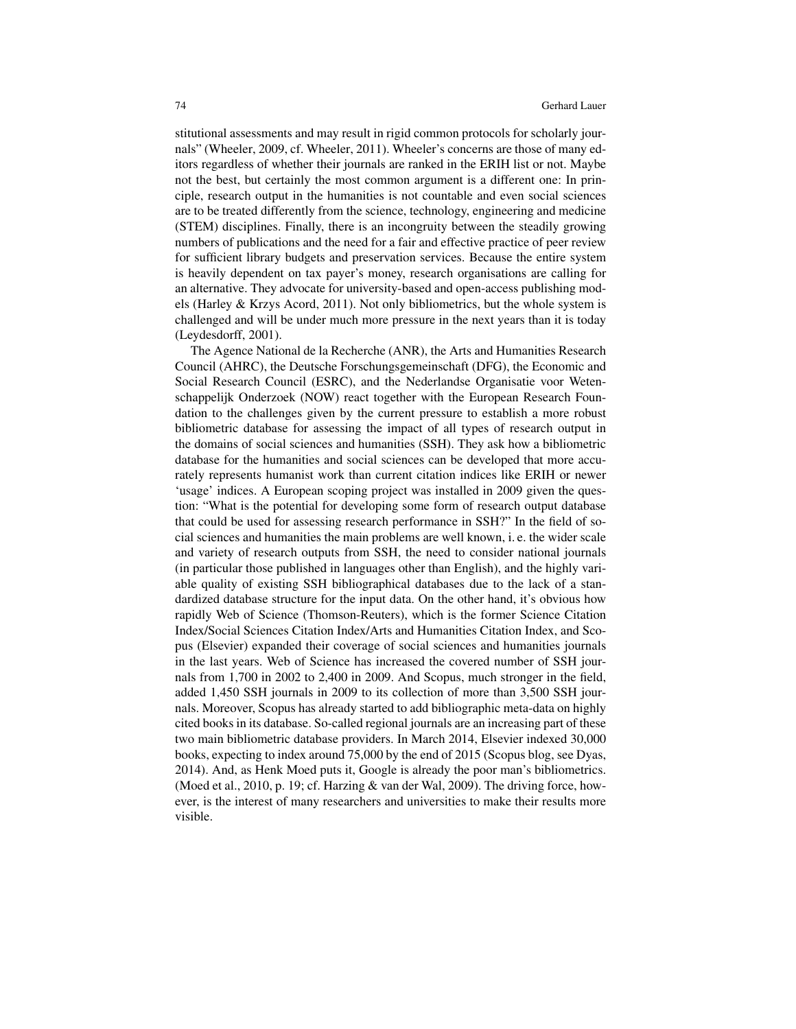stitutional assessments and may result in rigid common protocols for scholarly journals" (Wheeler, 2009, cf. Wheeler, 2011). Wheeler's concerns are those of many editors regardless of whether their journals are ranked in the ERIH list or not. Maybe not the best, but certainly the most common argument is a different one: In principle, research output in the humanities is not countable and even social sciences are to be treated differently from the science, technology, engineering and medicine (STEM) disciplines. Finally, there is an incongruity between the steadily growing numbers of publications and the need for a fair and effective practice of peer review for sufficient library budgets and preservation services. Because the entire system is heavily dependent on tax payer's money, research organisations are calling for an alternative. They advocate for university-based and open-access publishing models (Harley & Krzys Acord, 2011). Not only bibliometrics, but the whole system is challenged and will be under much more pressure in the next years than it is today (Leydesdorff, 2001).

The Agence National de la Recherche (ANR), the Arts and Humanities Research Council (AHRC), the Deutsche Forschungsgemeinschaft (DFG), the Economic and Social Research Council (ESRC), and the Nederlandse Organisatie voor Wetenschappelijk Onderzoek (NOW) react together with the European Research Foundation to the challenges given by the current pressure to establish a more robust bibliometric database for assessing the impact of all types of research output in the domains of social sciences and humanities (SSH). They ask how a bibliometric database for the humanities and social sciences can be developed that more accurately represents humanist work than current citation indices like ERIH or newer 'usage' indices. A European scoping project was installed in 2009 given the question: "What is the potential for developing some form of research output database that could be used for assessing research performance in SSH?" In the field of social sciences and humanities the main problems are well known, i. e. the wider scale and variety of research outputs from SSH, the need to consider national journals (in particular those published in languages other than English), and the highly variable quality of existing SSH bibliographical databases due to the lack of a standardized database structure for the input data. On the other hand, it's obvious how rapidly Web of Science (Thomson-Reuters), which is the former Science Citation Index/Social Sciences Citation Index/Arts and Humanities Citation Index, and Scopus (Elsevier) expanded their coverage of social sciences and humanities journals in the last years. Web of Science has increased the covered number of SSH journals from 1,700 in 2002 to 2,400 in 2009. And Scopus, much stronger in the field, added 1,450 SSH journals in 2009 to its collection of more than 3,500 SSH journals. Moreover, Scopus has already started to add bibliographic meta-data on highly cited books in its database. So-called regional journals are an increasing part of these two main bibliometric database providers. In March 2014, Elsevier indexed 30,000 books, expecting to index around 75,000 by the end of 2015 (Scopus blog, see Dyas, 2014). And, as Henk Moed puts it, Google is already the poor man's bibliometrics. (Moed et al., 2010, p. 19; cf. Harzing & van der Wal, 2009). The driving force, however, is the interest of many researchers and universities to make their results more visible.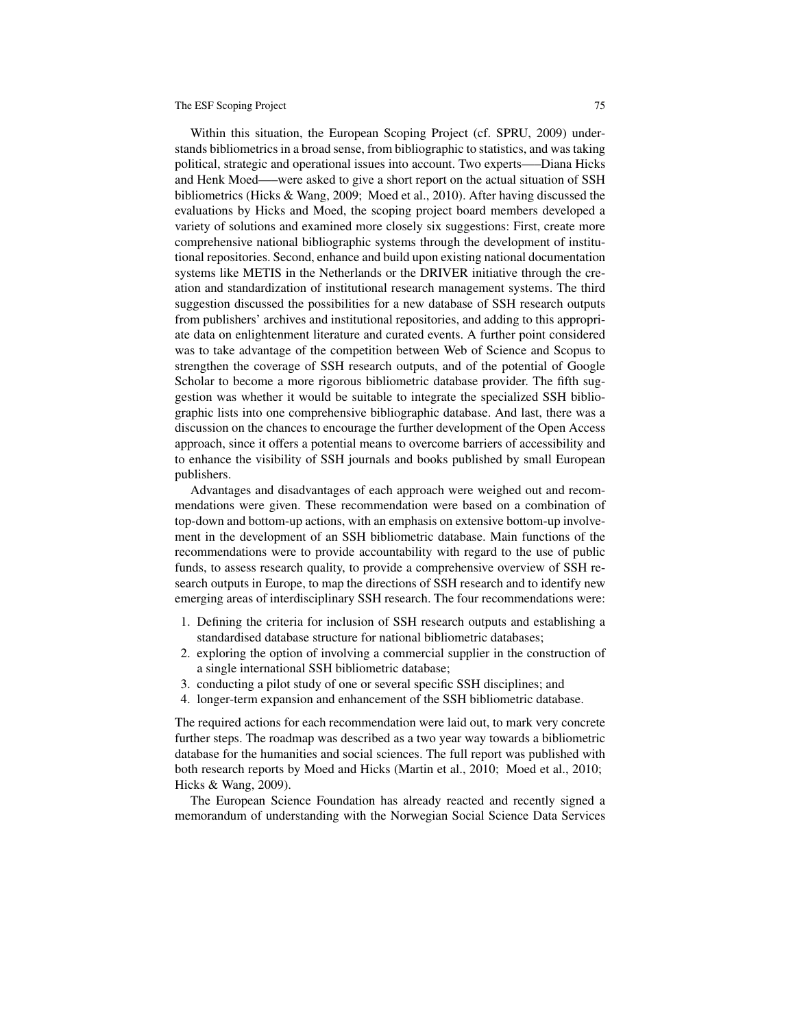Within this situation, the European Scoping Project (cf. SPRU, 2009) understands bibliometrics in a broad sense, from bibliographic to statistics, and was taking political, strategic and operational issues into account. Two experts—–Diana Hicks and Henk Moed—–were asked to give a short report on the actual situation of SSH bibliometrics (Hicks & Wang, 2009; Moed et al., 2010). After having discussed the evaluations by Hicks and Moed, the scoping project board members developed a variety of solutions and examined more closely six suggestions: First, create more comprehensive national bibliographic systems through the development of institutional repositories. Second, enhance and build upon existing national documentation systems like METIS in the Netherlands or the DRIVER initiative through the creation and standardization of institutional research management systems. The third suggestion discussed the possibilities for a new database of SSH research outputs from publishers' archives and institutional repositories, and adding to this appropriate data on enlightenment literature and curated events. A further point considered was to take advantage of the competition between Web of Science and Scopus to strengthen the coverage of SSH research outputs, and of the potential of Google Scholar to become a more rigorous bibliometric database provider. The fifth suggestion was whether it would be suitable to integrate the specialized SSH bibliographic lists into one comprehensive bibliographic database. And last, there was a discussion on the chances to encourage the further development of the Open Access approach, since it offers a potential means to overcome barriers of accessibility and to enhance the visibility of SSH journals and books published by small European publishers.

Advantages and disadvantages of each approach were weighed out and recommendations were given. These recommendation were based on a combination of top-down and bottom-up actions, with an emphasis on extensive bottom-up involvement in the development of an SSH bibliometric database. Main functions of the recommendations were to provide accountability with regard to the use of public funds, to assess research quality, to provide a comprehensive overview of SSH research outputs in Europe, to map the directions of SSH research and to identify new emerging areas of interdisciplinary SSH research. The four recommendations were:

1. Defining the criteria for inclusion of SSH research outputs and establishing a standardised database structure for national bibliometric databases;
2. exploring the option of involving a commercial supplier in the construction of a single international SSH bibliometric database;
3. conducting a pilot study of one or several specific SSH disciplines; and
4. longer-term expansion and enhancement of the SSH bibliometric database.

The required actions for each recommendation were laid out, to mark very concrete further steps. The roadmap was described as a two year way towards a bibliometric database for the humanities and social sciences. The full report was published with both research reports by Moed and Hicks (Martin et al., 2010; Moed et al., 2010; Hicks & Wang, 2009).

The European Science Foundation has already reacted and recently signed a memorandum of understanding with the Norwegian Social Science Data Services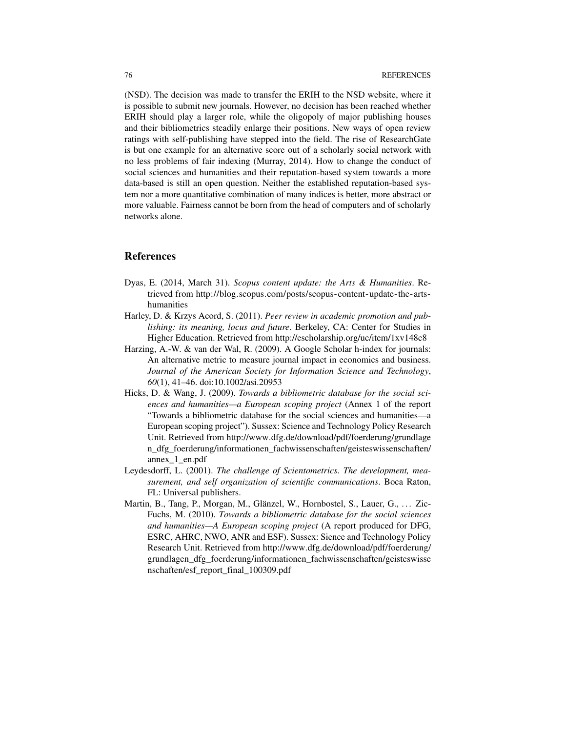(NSD). The decision was made to transfer the ERIH to the NSD website, where it is possible to submit new journals. However, no decision has been reached whether ERIH should play a larger role, while the oligopoly of major publishing houses and their bibliometrics steadily enlarge their positions. New ways of open review ratings with self-publishing have stepped into the field. The rise of ResearchGate is but one example for an alternative score out of a scholarly social network with no less problems of fair indexing (Murray, 2014). How to change the conduct of social sciences and humanities and their reputation-based system towards a more data-based is still an open question. Neither the established reputation-based system nor a more quantitative combination of many indices is better, more abstract or more valuable. Fairness cannot be born from the head of computers and of scholarly networks alone.

## References

Dyas, E. (2014, March 31). *Scopus content update: the Arts & Humanities*. Retrieved from http://blog.scopus.com/posts/scopus-content-update-the-arts-humanities

Harley, D. & Krzys Acord, S. (2011). *Peer review in academic promotion and publishing: its meaning, locus and future*. Berkeley, CA: Center for Studies in Higher Education. Retrieved from http://escholarship.org/uc/item/1xv148c8

Harzing, A.-W. & van der Wal, R. (2009). A Google Scholar h-index for journals: An alternative metric to measure journal impact in economics and business. *Journal of the American Society for Information Science and Technology*, *60*(1), 41–46. doi:10.1002/asi.20953

Hicks, D. & Wang, J. (2009). *Towards a bibliometric database for the social sciences and humanities—a European scoping project* (Annex 1 of the report "Towards a bibliometric database for the social sciences and humanities—a European scoping project"). Sussex: Science and Technology Policy Research Unit. Retrieved from http://www.dfg.de/download/pdf/foerderung/grundlagen_dfg_foerderung/informationen_fachwissenschaften/geisteswissenschaften/annex_1_en.pdf

Leydesdorff, L. (2001). *The challenge of Scientometrics. The development, measurement, and self organization of scientific communications*. Boca Raton, FL: Universal publishers.

Martin, B., Tang, P., Morgan, M., Glänzel, W., Hornbostel, S., Lauer, G., ... Zic-Fuchs, M. (2010). *Towards a bibliometric database for the social sciences and humanities—A European scoping project* (A report produced for DFG, ESRC, AHRC, NWO, ANR and ESF). Sussex: Sience and Technology Policy Research Unit. Retrieved from http://www.dfg.de/download/pdf/foerderung/grundlagen_dfg_foerderung/informationen_fachwissenschaften/geisteswissenschaften/esf_report_final_100309.pdf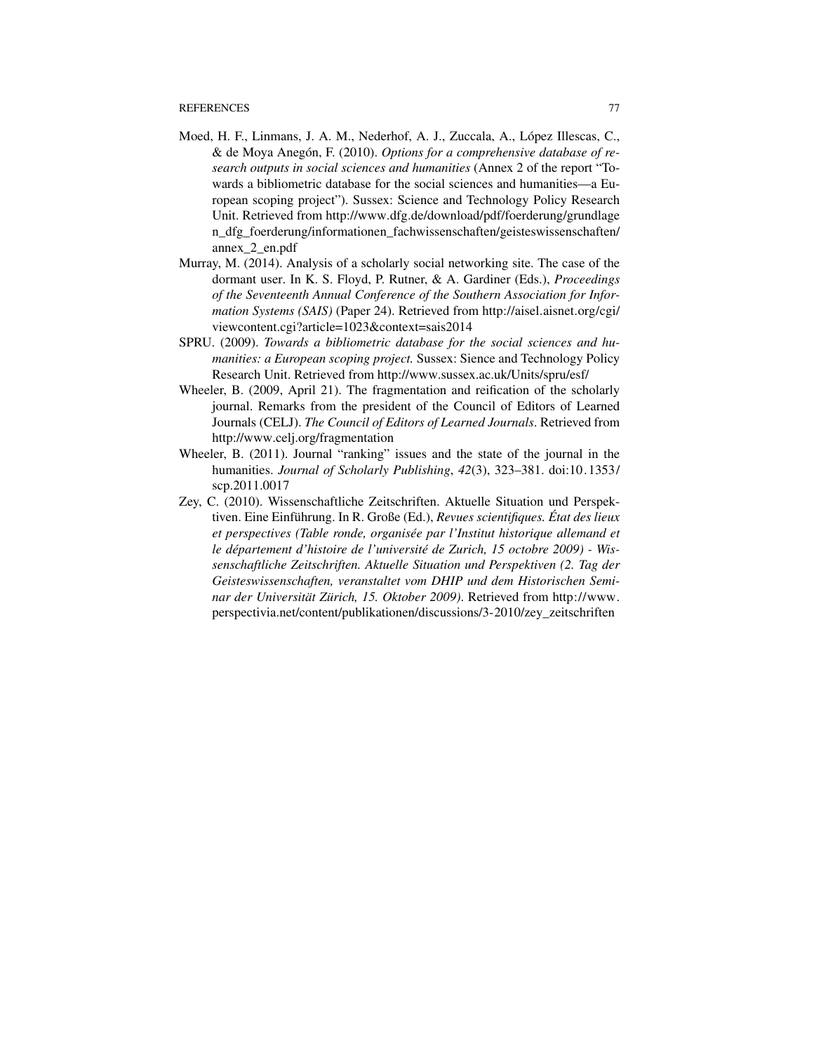Moed, H. F., Linmans, J. A. M., Nederhof, A. J., Zuccala, A., López Illescas, C., & de Moya Anegón, F. (2010). *Options for a comprehensive database of research outputs in social sciences and humanities* (Annex 2 of the report "Towards a bibliometric database for the social sciences and humanities—a European scoping project"). Sussex: Science and Technology Policy Research Unit. Retrieved from http://www.dfg.de/download/pdf/foerderung/grundlagen_dfg_foerderung/informationen_fachwissenschaften/geisteswissenschaften/annex_2_en.pdf

Murray, M. (2014). Analysis of a scholarly social networking site. The case of the dormant user. In K. S. Floyd, P. Rutner, & A. Gardiner (Eds.), *Proceedings of the Seventeenth Annual Conference of the Southern Association for Information Systems (SAIS)* (Paper 24). Retrieved from http://aisel.aisnet.org/cgi/viewcontent.cgi?article=1023&context=sais2014

SPRU. (2009). *Towards a bibliometric database for the social sciences and humanities: a European scoping project.* Sussex: Sience and Technology Policy Research Unit. Retrieved from http://www.sussex.ac.uk/Units/spru/esf/

Wheeler, B. (2009, April 21). The fragmentation and reification of the scholarly journal. Remarks from the president of the Council of Editors of Learned Journals (CELJ). *The Council of Editors of Learned Journals*. Retrieved from http://www.celj.org/fragmentation

Wheeler, B. (2011). Journal "ranking" issues and the state of the journal in the humanities. *Journal of Scholarly Publishing*, *42*(3), 323–381. doi:10.1353/scp.2011.0017

Zey, C. (2010). Wissenschaftliche Zeitschriften. Aktuelle Situation und Perspektiven. Eine Einführung. In R. Große (Ed.), *Revues scientifiques. État des lieux et perspectives (Table ronde, organisée par l'Institut historique allemand et le département d'histoire de l'université de Zurich, 15 octobre 2009) - Wissenschaftliche Zeitschriften. Aktuelle Situation und Perspektiven (2. Tag der Geisteswissenschaften, veranstaltet vom DHIP und dem Historischen Seminar der Universität Zürich, 15. Oktober 2009)*. Retrieved from http://www.perspectivia.net/content/publikationen/discussions/3-2010/zey_zeitschriften